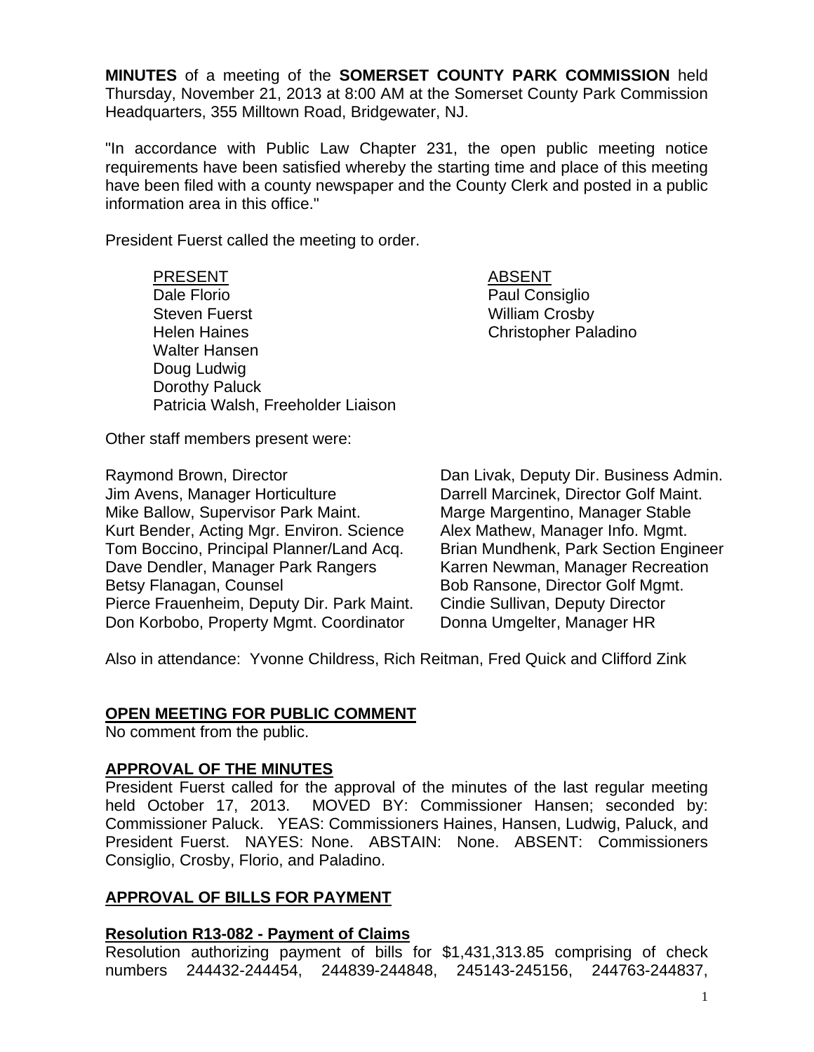**MINUTES** of a meeting of the **SOMERSET COUNTY PARK COMMISSION** held Thursday, November 21, 2013 at 8:00 AM at the Somerset County Park Commission Headquarters, 355 Milltown Road, Bridgewater, NJ.

"In accordance with Public Law Chapter 231, the open public meeting notice requirements have been satisfied whereby the starting time and place of this meeting have been filed with a county newspaper and the County Clerk and posted in a public information area in this office."

President Fuerst called the meeting to order.

| PRESENT | ABSENT |
|---|---|
| Dale Florio | Paul Consiglio |
| Steven Fuerst | William Crosby |
| Helen Haines | Christopher Paladino |
| Walter Hansen | |
| Doug Ludwig | |
| Dorothy Paluck | |
| Patricia Walsh, Freeholder Liaison | |

Other staff members present were:

Raymond Brown, Director
Jim Avens, Manager Horticulture
Mike Ballow, Supervisor Park Maint.
Kurt Bender, Acting Mgr. Environ. Science
Tom Boccino, Principal Planner/Land Acq.
Dave Dendler, Manager Park Rangers
Betsy Flanagan, Counsel
Pierce Frauenheim, Deputy Dir. Park Maint.
Don Korbobo, Property Mgmt. Coordinator
Dan Livak, Deputy Dir. Business Admin.
Darrell Marcinek, Director Golf Maint.
Marge Margentino, Manager Stable
Alex Mathew, Manager Info. Mgmt.
Brian Mundhenk, Park Section Engineer
Karren Newman, Manager Recreation
Bob Ransone, Director Golf Mgmt.
Cindie Sullivan, Deputy Director
Donna Umgelter, Manager HR

Also in attendance: Yvonne Childress, Rich Reitman, Fred Quick and Clifford Zink

## **OPEN MEETING FOR PUBLIC COMMENT**

No comment from the public.

## **APPROVAL OF THE MINUTES**

President Fuerst called for the approval of the minutes of the last regular meeting held October 17, 2013. MOVED BY: Commissioner Hansen; seconded by: Commissioner Paluck. YEAS: Commissioners Haines, Hansen, Ludwig, Paluck, and President Fuerst. NAYES: None. ABSTAIN: None. ABSENT: Commissioners Consiglio, Crosby, Florio, and Paladino.

## **APPROVAL OF BILLS FOR PAYMENT**

### **Resolution R13-082 - Payment of Claims**

Resolution authorizing payment of bills for $1,431,313.85 comprising of check numbers 244432-244454, 244839-244848, 245143-245156, 244763-244837,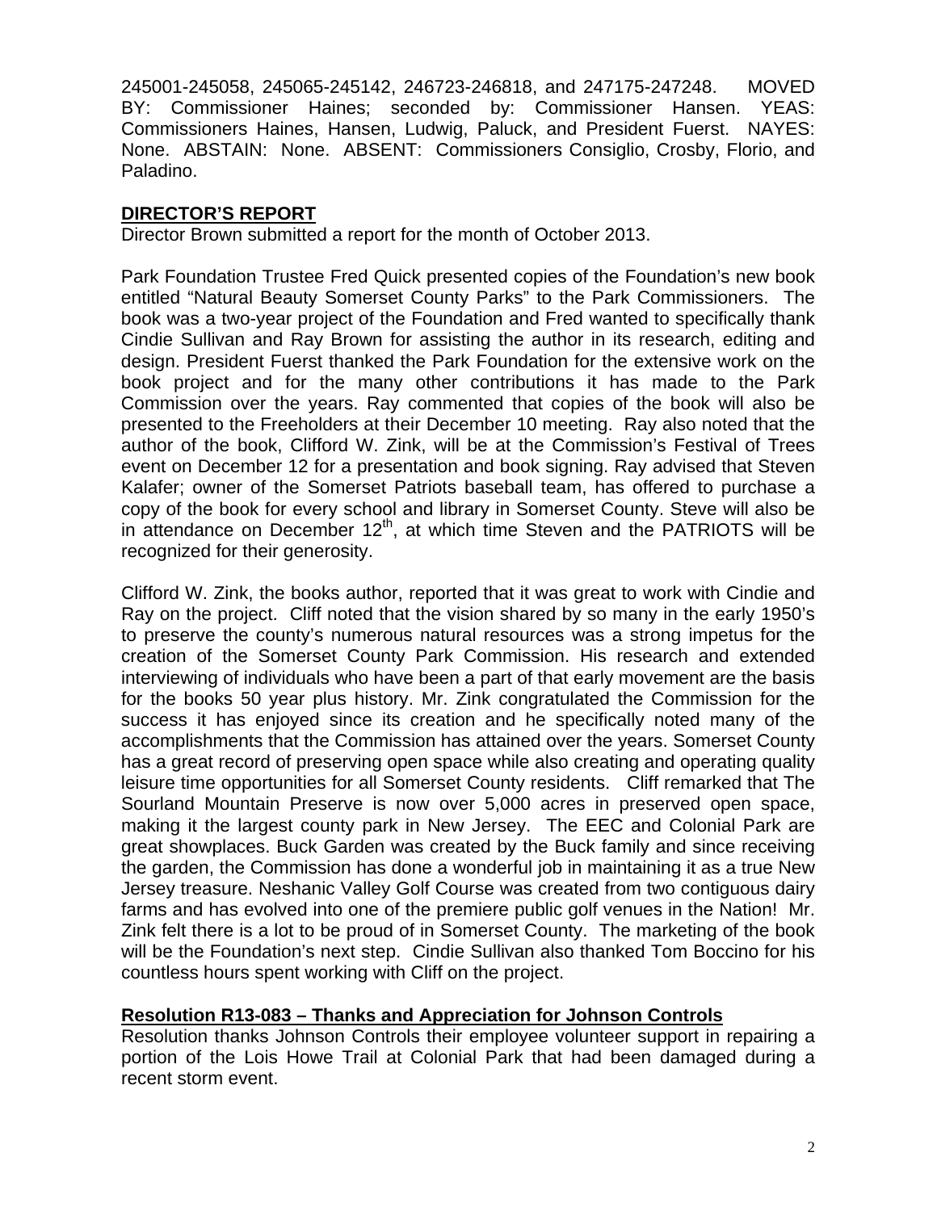245001-245058, 245065-245142, 246723-246818, and 247175-247248. MOVED BY: Commissioner Haines; seconded by: Commissioner Hansen. YEAS: Commissioners Haines, Hansen, Ludwig, Paluck, and President Fuerst. NAYES: None. ABSTAIN: None. ABSENT: Commissioners Consiglio, Crosby, Florio, and Paladino.

## DIRECTOR'S REPORT

Director Brown submitted a report for the month of October 2013.

Park Foundation Trustee Fred Quick presented copies of the Foundation's new book entitled "Natural Beauty Somerset County Parks" to the Park Commissioners. The book was a two-year project of the Foundation and Fred wanted to specifically thank Cindie Sullivan and Ray Brown for assisting the author in its research, editing and design. President Fuerst thanked the Park Foundation for the extensive work on the book project and for the many other contributions it has made to the Park Commission over the years. Ray commented that copies of the book will also be presented to the Freeholders at their December 10 meeting. Ray also noted that the author of the book, Clifford W. Zink, will be at the Commission's Festival of Trees event on December 12 for a presentation and book signing. Ray advised that Steven Kalafer; owner of the Somerset Patriots baseball team, has offered to purchase a copy of the book for every school and library in Somerset County. Steve will also be in attendance on December 12th, at which time Steven and the PATRIOTS will be recognized for their generosity.

Clifford W. Zink, the books author, reported that it was great to work with Cindie and Ray on the project. Cliff noted that the vision shared by so many in the early 1950's to preserve the county's numerous natural resources was a strong impetus for the creation of the Somerset County Park Commission. His research and extended interviewing of individuals who have been a part of that early movement are the basis for the books 50 year plus history. Mr. Zink congratulated the Commission for the success it has enjoyed since its creation and he specifically noted many of the accomplishments that the Commission has attained over the years. Somerset County has a great record of preserving open space while also creating and operating quality leisure time opportunities for all Somerset County residents. Cliff remarked that The Sourland Mountain Preserve is now over 5,000 acres in preserved open space, making it the largest county park in New Jersey. The EEC and Colonial Park are great showplaces. Buck Garden was created by the Buck family and since receiving the garden, the Commission has done a wonderful job in maintaining it as a true New Jersey treasure. Neshanic Valley Golf Course was created from two contiguous dairy farms and has evolved into one of the premiere public golf venues in the Nation! Mr. Zink felt there is a lot to be proud of in Somerset County. The marketing of the book will be the Foundation's next step. Cindie Sullivan also thanked Tom Boccino for his countless hours spent working with Cliff on the project.

## Resolution R13-083 – Thanks and Appreciation for Johnson Controls

Resolution thanks Johnson Controls their employee volunteer support in repairing a portion of the Lois Howe Trail at Colonial Park that had been damaged during a recent storm event.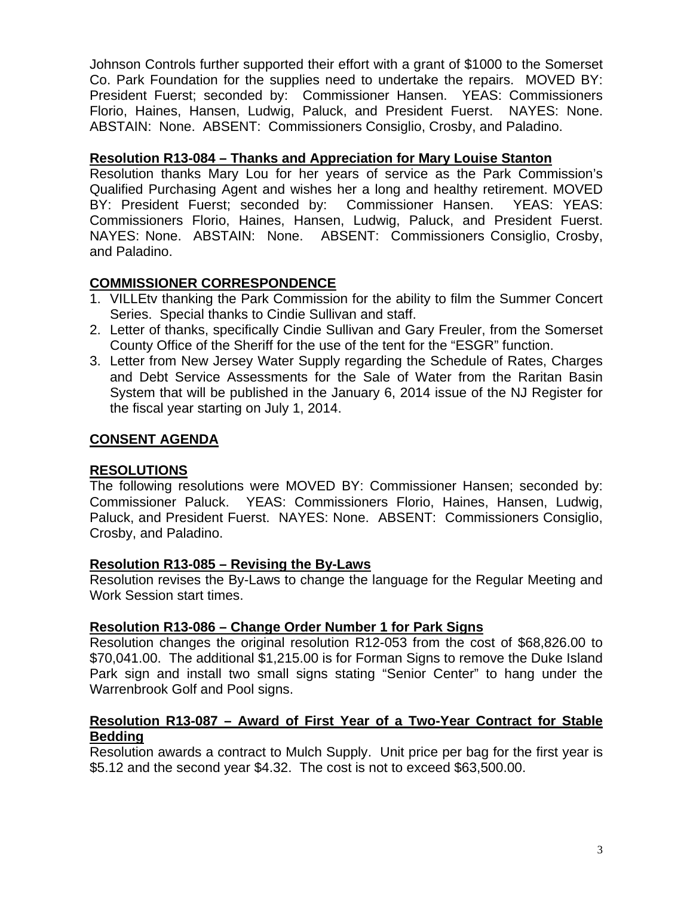Johnson Controls further supported their effort with a grant of $1000 to the Somerset Co. Park Foundation for the supplies need to undertake the repairs. MOVED BY: President Fuerst; seconded by: Commissioner Hansen. YEAS: Commissioners Florio, Haines, Hansen, Ludwig, Paluck, and President Fuerst. NAYES: None. ABSTAIN: None. ABSENT: Commissioners Consiglio, Crosby, and Paladino.

**Resolution R13-084 – Thanks and Appreciation for Mary Louise Stanton**

Resolution thanks Mary Lou for her years of service as the Park Commission's Qualified Purchasing Agent and wishes her a long and healthy retirement. MOVED BY: President Fuerst; seconded by: Commissioner Hansen. YEAS: YEAS: Commissioners Florio, Haines, Hansen, Ludwig, Paluck, and President Fuerst. NAYES: None. ABSTAIN: None. ABSENT: Commissioners Consiglio, Crosby, and Paladino.

## COMMISSIONER CORRESPONDENCE

1. VILLEtv thanking the Park Commission for the ability to film the Summer Concert Series. Special thanks to Cindie Sullivan and staff.
2. Letter of thanks, specifically Cindie Sullivan and Gary Freuler, from the Somerset County Office of the Sheriff for the use of the tent for the "ESGR" function.
3. Letter from New Jersey Water Supply regarding the Schedule of Rates, Charges and Debt Service Assessments for the Sale of Water from the Raritan Basin System that will be published in the January 6, 2014 issue of the NJ Register for the fiscal year starting on July 1, 2014.

## CONSENT AGENDA

## RESOLUTIONS

The following resolutions were MOVED BY: Commissioner Hansen; seconded by: Commissioner Paluck. YEAS: Commissioners Florio, Haines, Hansen, Ludwig, Paluck, and President Fuerst. NAYES: None. ABSENT: Commissioners Consiglio, Crosby, and Paladino.

**Resolution R13-085 – Revising the By-Laws**

Resolution revises the By-Laws to change the language for the Regular Meeting and Work Session start times.

**Resolution R13-086 – Change Order Number 1 for Park Signs**

Resolution changes the original resolution R12-053 from the cost of $68,826.00 to $70,041.00. The additional $1,215.00 is for Forman Signs to remove the Duke Island Park sign and install two small signs stating "Senior Center" to hang under the Warrenbrook Golf and Pool signs.

**Resolution R13-087 – Award of First Year of a Two-Year Contract for Stable Bedding**

Resolution awards a contract to Mulch Supply. Unit price per bag for the first year is $5.12 and the second year $4.32. The cost is not to exceed $63,500.00.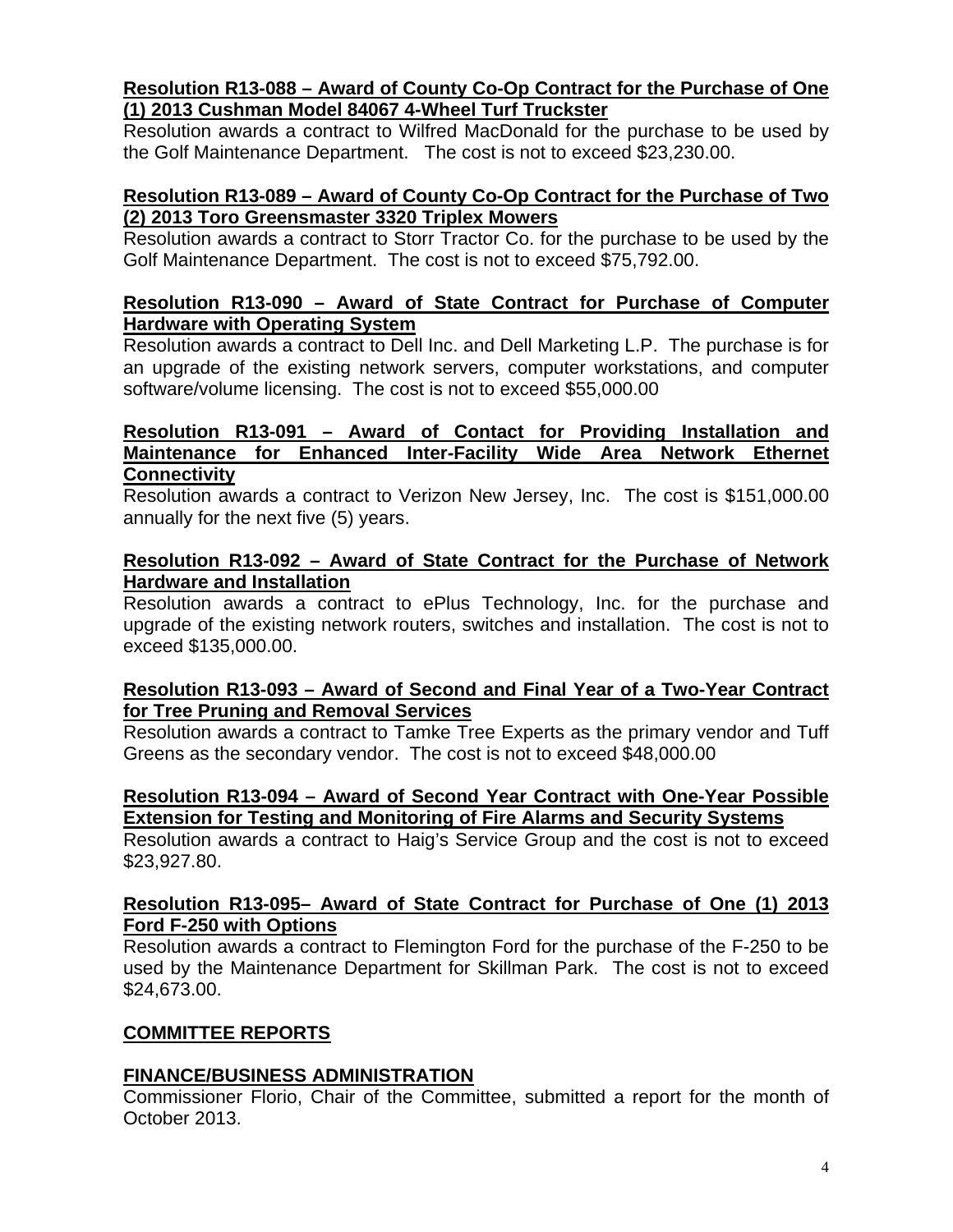**Resolution R13-088 – Award of County Co-Op Contract for the Purchase of One (1) 2013 Cushman Model 84067 4-Wheel Turf Truckster**

Resolution awards a contract to Wilfred MacDonald for the purchase to be used by the Golf Maintenance Department. The cost is not to exceed $23,230.00.

**Resolution R13-089 – Award of County Co-Op Contract for the Purchase of Two (2) 2013 Toro Greensmaster 3320 Triplex Mowers**

Resolution awards a contract to Storr Tractor Co. for the purchase to be used by the Golf Maintenance Department. The cost is not to exceed $75,792.00.

**Resolution R13-090 – Award of State Contract for Purchase of Computer Hardware with Operating System**

Resolution awards a contract to Dell Inc. and Dell Marketing L.P. The purchase is for an upgrade of the existing network servers, computer workstations, and computer software/volume licensing. The cost is not to exceed $55,000.00

**Resolution R13-091 – Award of Contact for Providing Installation and Maintenance for Enhanced Inter-Facility Wide Area Network Ethernet Connectivity**

Resolution awards a contract to Verizon New Jersey, Inc. The cost is $151,000.00 annually for the next five (5) years.

**Resolution R13-092 – Award of State Contract for the Purchase of Network Hardware and Installation**

Resolution awards a contract to ePlus Technology, Inc. for the purchase and upgrade of the existing network routers, switches and installation. The cost is not to exceed $135,000.00.

**Resolution R13-093 – Award of Second and Final Year of a Two-Year Contract for Tree Pruning and Removal Services**

Resolution awards a contract to Tamke Tree Experts as the primary vendor and Tuff Greens as the secondary vendor. The cost is not to exceed $48,000.00

**Resolution R13-094 – Award of Second Year Contract with One-Year Possible Extension for Testing and Monitoring of Fire Alarms and Security Systems**

Resolution awards a contract to Haig's Service Group and the cost is not to exceed $23,927.80.

**Resolution R13-095– Award of State Contract for Purchase of One (1) 2013 Ford F-250 with Options**

Resolution awards a contract to Flemington Ford for the purchase of the F-250 to be used by the Maintenance Department for Skillman Park. The cost is not to exceed $24,673.00.

## COMMITTEE REPORTS

## FINANCE/BUSINESS ADMINISTRATION

Commissioner Florio, Chair of the Committee, submitted a report for the month of October 2013.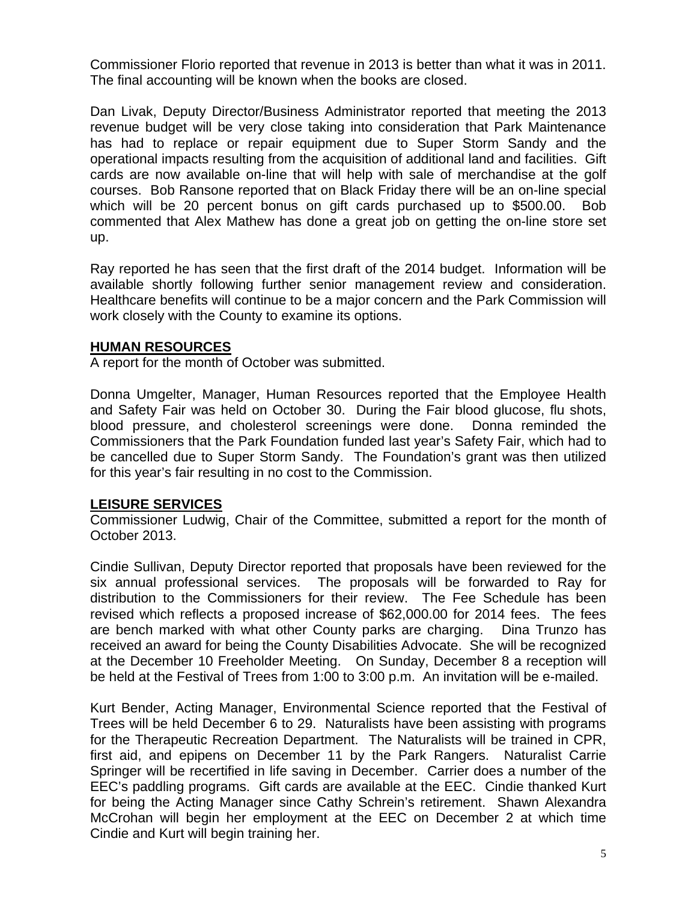Commissioner Florio reported that revenue in 2013 is better than what it was in 2011. The final accounting will be known when the books are closed.

Dan Livak, Deputy Director/Business Administrator reported that meeting the 2013 revenue budget will be very close taking into consideration that Park Maintenance has had to replace or repair equipment due to Super Storm Sandy and the operational impacts resulting from the acquisition of additional land and facilities. Gift cards are now available on-line that will help with sale of merchandise at the golf courses. Bob Ransone reported that on Black Friday there will be an on-line special which will be 20 percent bonus on gift cards purchased up to $500.00. Bob commented that Alex Mathew has done a great job on getting the on-line store set up.

Ray reported he has seen that the first draft of the 2014 budget. Information will be available shortly following further senior management review and consideration. Healthcare benefits will continue to be a major concern and the Park Commission will work closely with the County to examine its options.

## HUMAN RESOURCES

A report for the month of October was submitted.

Donna Umgelter, Manager, Human Resources reported that the Employee Health and Safety Fair was held on October 30. During the Fair blood glucose, flu shots, blood pressure, and cholesterol screenings were done. Donna reminded the Commissioners that the Park Foundation funded last year's Safety Fair, which had to be cancelled due to Super Storm Sandy. The Foundation's grant was then utilized for this year's fair resulting in no cost to the Commission.

## LEISURE SERVICES

Commissioner Ludwig, Chair of the Committee, submitted a report for the month of October 2013.

Cindie Sullivan, Deputy Director reported that proposals have been reviewed for the six annual professional services. The proposals will be forwarded to Ray for distribution to the Commissioners for their review. The Fee Schedule has been revised which reflects a proposed increase of $62,000.00 for 2014 fees. The fees are bench marked with what other County parks are charging. Dina Trunzo has received an award for being the County Disabilities Advocate. She will be recognized at the December 10 Freeholder Meeting. On Sunday, December 8 a reception will be held at the Festival of Trees from 1:00 to 3:00 p.m. An invitation will be e-mailed.

Kurt Bender, Acting Manager, Environmental Science reported that the Festival of Trees will be held December 6 to 29. Naturalists have been assisting with programs for the Therapeutic Recreation Department. The Naturalists will be trained in CPR, first aid, and epipens on December 11 by the Park Rangers. Naturalist Carrie Springer will be recertified in life saving in December. Carrier does a number of the EEC's paddling programs. Gift cards are available at the EEC. Cindie thanked Kurt for being the Acting Manager since Cathy Schrein's retirement. Shawn Alexandra McCrohan will begin her employment at the EEC on December 2 at which time Cindie and Kurt will begin training her.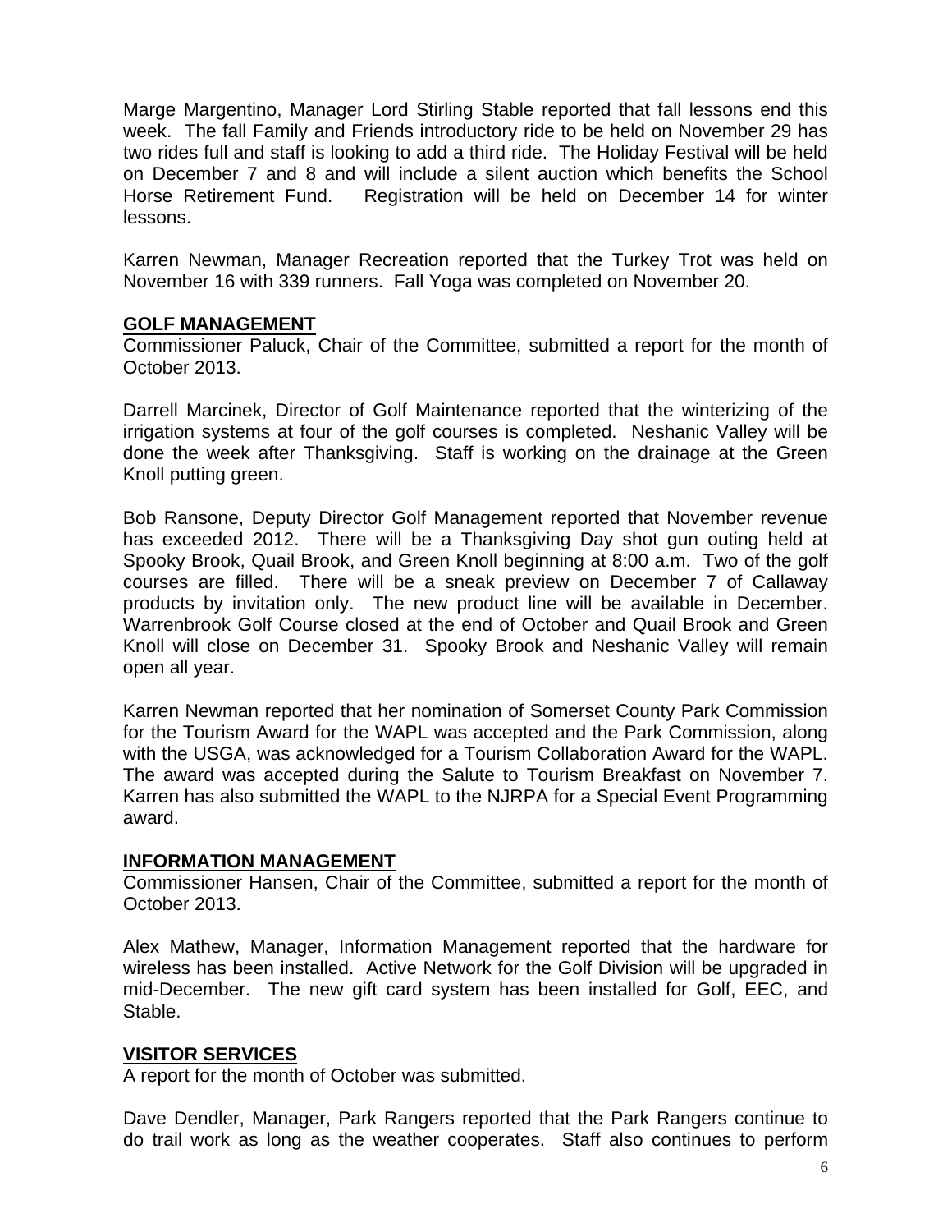Marge Margentino, Manager Lord Stirling Stable reported that fall lessons end this week. The fall Family and Friends introductory ride to be held on November 29 has two rides full and staff is looking to add a third ride. The Holiday Festival will be held on December 7 and 8 and will include a silent auction which benefits the School Horse Retirement Fund. Registration will be held on December 14 for winter lessons.

Karren Newman, Manager Recreation reported that the Turkey Trot was held on November 16 with 339 runners. Fall Yoga was completed on November 20.

**GOLF MANAGEMENT**

Commissioner Paluck, Chair of the Committee, submitted a report for the month of October 2013.

Darrell Marcinek, Director of Golf Maintenance reported that the winterizing of the irrigation systems at four of the golf courses is completed. Neshanic Valley will be done the week after Thanksgiving. Staff is working on the drainage at the Green Knoll putting green.

Bob Ransone, Deputy Director Golf Management reported that November revenue has exceeded 2012. There will be a Thanksgiving Day shot gun outing held at Spooky Brook, Quail Brook, and Green Knoll beginning at 8:00 a.m. Two of the golf courses are filled. There will be a sneak preview on December 7 of Callaway products by invitation only. The new product line will be available in December. Warrenbrook Golf Course closed at the end of October and Quail Brook and Green Knoll will close on December 31. Spooky Brook and Neshanic Valley will remain open all year.

Karren Newman reported that her nomination of Somerset County Park Commission for the Tourism Award for the WAPL was accepted and the Park Commission, along with the USGA, was acknowledged for a Tourism Collaboration Award for the WAPL. The award was accepted during the Salute to Tourism Breakfast on November 7. Karren has also submitted the WAPL to the NJRPA for a Special Event Programming award.

**INFORMATION MANAGEMENT**

Commissioner Hansen, Chair of the Committee, submitted a report for the month of October 2013.

Alex Mathew, Manager, Information Management reported that the hardware for wireless has been installed. Active Network for the Golf Division will be upgraded in mid-December. The new gift card system has been installed for Golf, EEC, and Stable.

**VISITOR SERVICES**

A report for the month of October was submitted.

Dave Dendler, Manager, Park Rangers reported that the Park Rangers continue to do trail work as long as the weather cooperates. Staff also continues to perform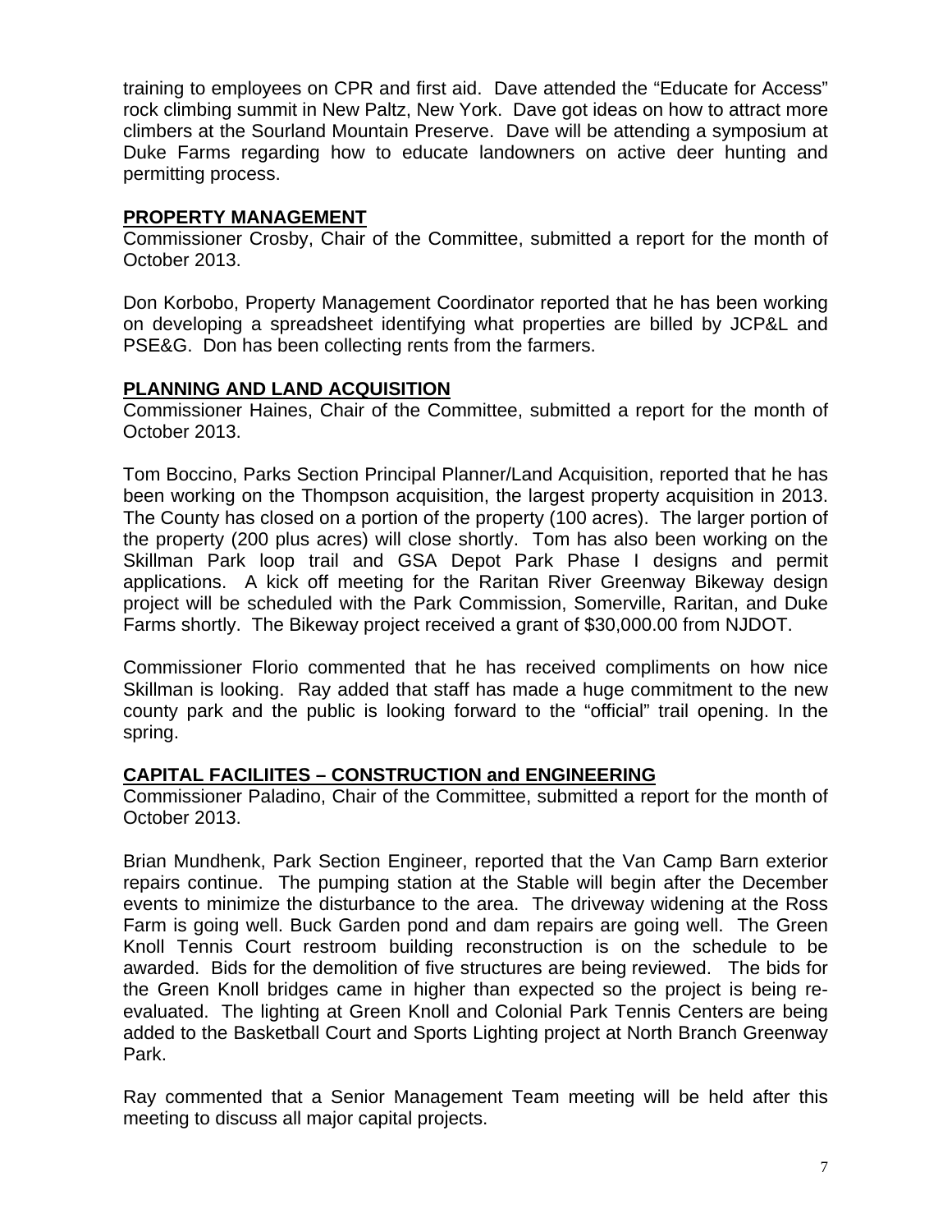training to employees on CPR and first aid. Dave attended the "Educate for Access" rock climbing summit in New Paltz, New York. Dave got ideas on how to attract more climbers at the Sourland Mountain Preserve. Dave will be attending a symposium at Duke Farms regarding how to educate landowners on active deer hunting and permitting process.

## PROPERTY MANAGEMENT

Commissioner Crosby, Chair of the Committee, submitted a report for the month of October 2013.

Don Korbobo, Property Management Coordinator reported that he has been working on developing a spreadsheet identifying what properties are billed by JCP&L and PSE&G. Don has been collecting rents from the farmers.

## PLANNING AND LAND ACQUISITION

Commissioner Haines, Chair of the Committee, submitted a report for the month of October 2013.

Tom Boccino, Parks Section Principal Planner/Land Acquisition, reported that he has been working on the Thompson acquisition, the largest property acquisition in 2013. The County has closed on a portion of the property (100 acres). The larger portion of the property (200 plus acres) will close shortly. Tom has also been working on the Skillman Park loop trail and GSA Depot Park Phase I designs and permit applications. A kick off meeting for the Raritan River Greenway Bikeway design project will be scheduled with the Park Commission, Somerville, Raritan, and Duke Farms shortly. The Bikeway project received a grant of $30,000.00 from NJDOT.

Commissioner Florio commented that he has received compliments on how nice Skillman is looking. Ray added that staff has made a huge commitment to the new county park and the public is looking forward to the "official" trail opening. In the spring.

## CAPITAL FACILIITES – CONSTRUCTION and ENGINEERING

Commissioner Paladino, Chair of the Committee, submitted a report for the month of October 2013.

Brian Mundhenk, Park Section Engineer, reported that the Van Camp Barn exterior repairs continue. The pumping station at the Stable will begin after the December events to minimize the disturbance to the area. The driveway widening at the Ross Farm is going well. Buck Garden pond and dam repairs are going well. The Green Knoll Tennis Court restroom building reconstruction is on the schedule to be awarded. Bids for the demolition of five structures are being reviewed. The bids for the Green Knoll bridges came in higher than expected so the project is being re-evaluated. The lighting at Green Knoll and Colonial Park Tennis Centers are being added to the Basketball Court and Sports Lighting project at North Branch Greenway Park.

Ray commented that a Senior Management Team meeting will be held after this meeting to discuss all major capital projects.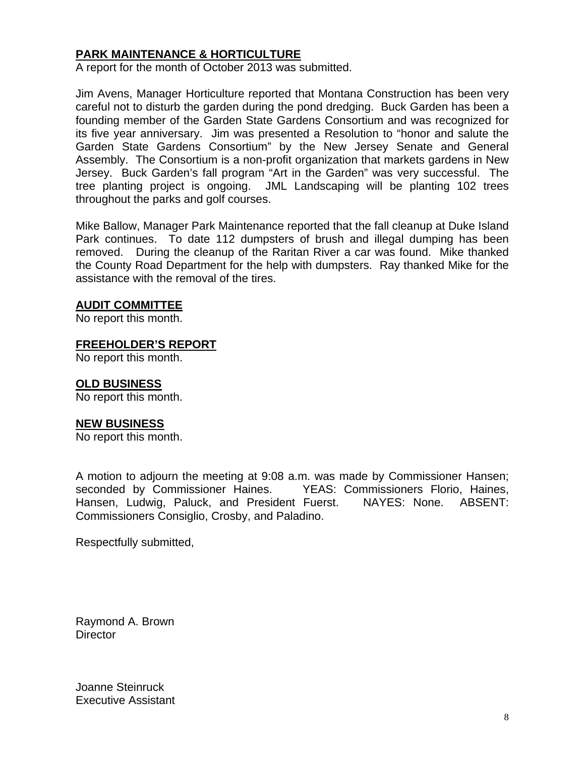**PARK MAINTENANCE & HORTICULTURE**

A report for the month of October 2013 was submitted.

Jim Avens, Manager Horticulture reported that Montana Construction has been very careful not to disturb the garden during the pond dredging. Buck Garden has been a founding member of the Garden State Gardens Consortium and was recognized for its five year anniversary. Jim was presented a Resolution to "honor and salute the Garden State Gardens Consortium" by the New Jersey Senate and General Assembly. The Consortium is a non-profit organization that markets gardens in New Jersey. Buck Garden's fall program "Art in the Garden" was very successful. The tree planting project is ongoing. JML Landscaping will be planting 102 trees throughout the parks and golf courses.

Mike Ballow, Manager Park Maintenance reported that the fall cleanup at Duke Island Park continues. To date 112 dumpsters of brush and illegal dumping has been removed. During the cleanup of the Raritan River a car was found. Mike thanked the County Road Department for the help with dumpsters. Ray thanked Mike for the assistance with the removal of the tires.

**AUDIT COMMITTEE**

No report this month.

**FREEHOLDER'S REPORT**

No report this month.

**OLD BUSINESS**

No report this month.

**NEW BUSINESS**

No report this month.

A motion to adjourn the meeting at 9:08 a.m. was made by Commissioner Hansen; seconded by Commissioner Haines. YEAS: Commissioners Florio, Haines, Hansen, Ludwig, Paluck, and President Fuerst. NAYES: None. ABSENT: Commissioners Consiglio, Crosby, and Paladino.

Respectfully submitted,

Raymond A. Brown
Director

Joanne Steinruck
Executive Assistant